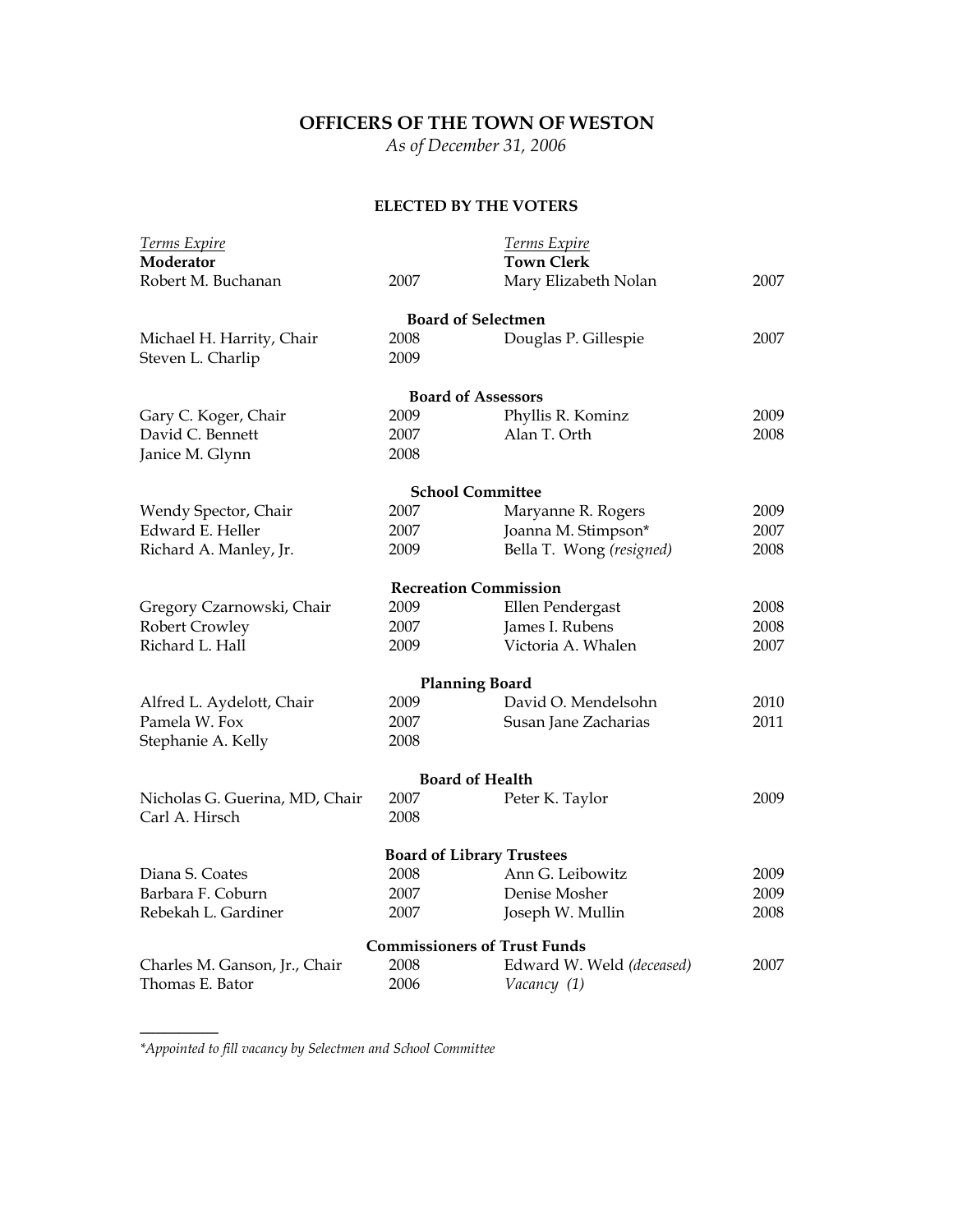# OFFICERS OF THE TOWN OF WESTON

*As of December 31, 2006*

## ELECTED BY THE VOTERS

| *Terms Expire* | | *Terms Expire* | |
|---|---|---|---|
| **Moderator** | | **Town Clerk** | |
| Robert M. Buchanan | 2007 | Mary Elizabeth Nolan | 2007 |
| | **Board of Selectmen** | | |
| Michael H. Harrity, Chair | 2008 | Douglas P. Gillespie | 2007 |
| Steven L. Charlip | 2009 | | |
| | **Board of Assessors** | | |
| Gary C. Koger, Chair | 2009 | Phyllis R. Kominz | 2009 |
| David C. Bennett | 2007 | Alan T. Orth | 2008 |
| Janice M. Glynn | 2008 | | |
| | **School Committee** | | |
| Wendy Spector, Chair | 2007 | Maryanne R. Rogers | 2009 |
| Edward E. Heller | 2007 | Joanna M. Stimpson* | 2007 |
| Richard A. Manley, Jr. | 2009 | Bella T. Wong *(resigned)* | 2008 |
| | **Recreation Commission** | | |
| Gregory Czarnowski, Chair | 2009 | Ellen Pendergast | 2008 |
| Robert Crowley | 2007 | James I. Rubens | 2008 |
| Richard L. Hall | 2009 | Victoria A. Whalen | 2007 |
| | **Planning Board** | | |
| Alfred L. Aydelott, Chair | 2009 | David O. Mendelsohn | 2010 |
| Pamela W. Fox | 2007 | Susan Jane Zacharias | 2011 |
| Stephanie A. Kelly | 2008 | | |
| | **Board of Health** | | |
| Nicholas G. Guerina, MD, Chair | 2007 | Peter K. Taylor | 2009 |
| Carl A. Hirsch | 2008 | | |
| | **Board of Library Trustees** | | |
| Diana S. Coates | 2008 | Ann G. Leibowitz | 2009 |
| Barbara F. Coburn | 2007 | Denise Mosher | 2009 |
| Rebekah L. Gardiner | 2007 | Joseph W. Mullin | 2008 |
| | **Commissioners of Trust Funds** | | |
| Charles M. Ganson, Jr., Chair | 2008 | Edward W. Weld *(deceased)* | 2007 |
| Thomas E. Bator | 2006 | *Vacancy (1)* | |

---

**Appointed to fill vacancy by Selectmen and School Committee*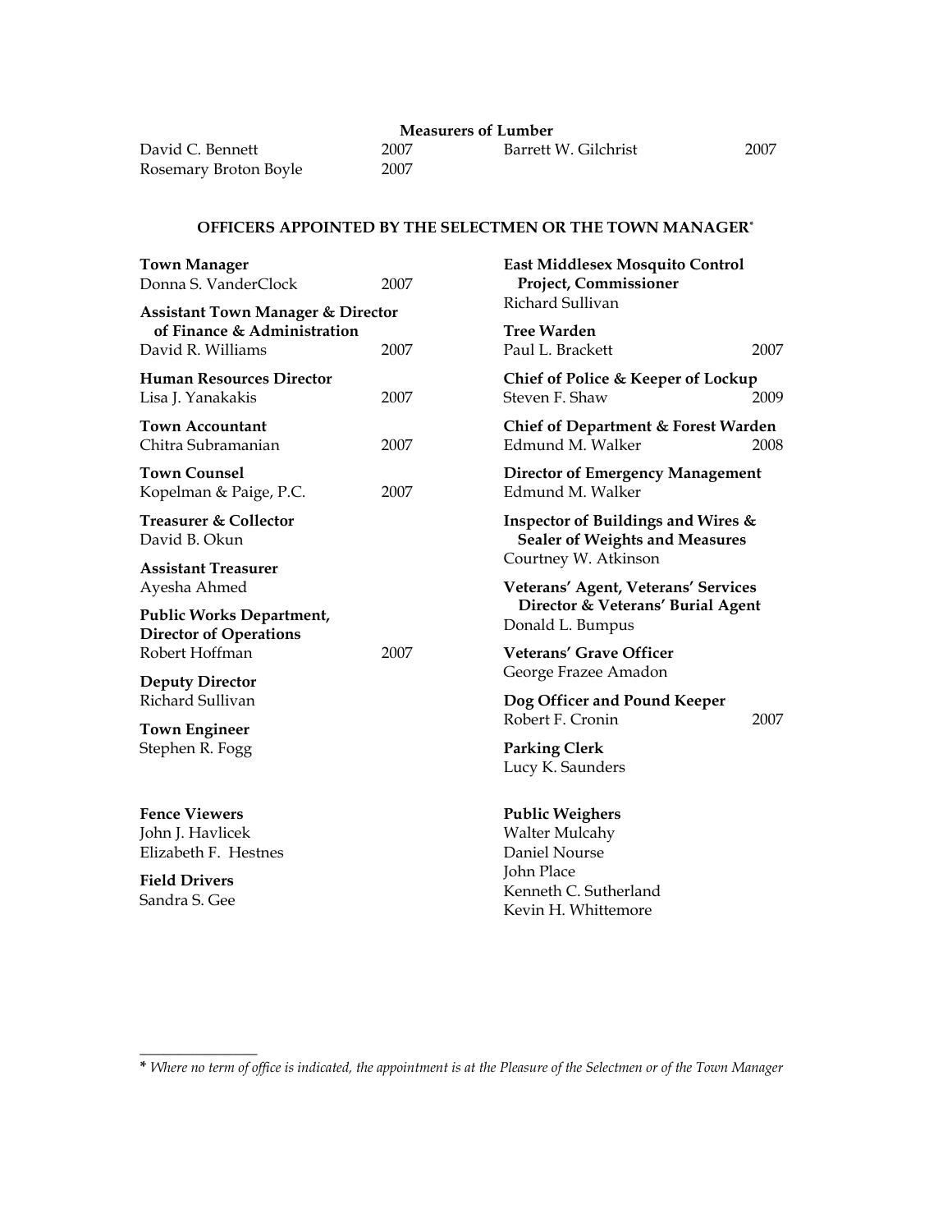**Measurers of Lumber**

David C. Bennett 2007

Rosemary Broton Boyle 2007

Barrett W. Gilchrist 2007

## OFFICERS APPOINTED BY THE SELECTMEN OR THE TOWN MANAGER*

**Town Manager**
Donna S. VanderClock 2007

**Assistant Town Manager & Director of Finance & Administration**
David R. Williams 2007

**Human Resources Director**
Lisa J. Yanakakis 2007

**Town Accountant**
Chitra Subramanian 2007

**Town Counsel**
Kopelman & Paige, P.C. 2007

**Treasurer & Collector**
David B. Okun

**Assistant Treasurer**
Ayesha Ahmed

**Public Works Department, Director of Operations**
Robert Hoffman 2007

**Deputy Director**
Richard Sullivan

**Town Engineer**
Stephen R. Fogg

**East Middlesex Mosquito Control Project, Commissioner**
Richard Sullivan

**Tree Warden**
Paul L. Brackett 2007

**Chief of Police & Keeper of Lockup**
Steven F. Shaw 2009

**Chief of Department & Forest Warden**
Edmund M. Walker 2008

**Director of Emergency Management**
Edmund M. Walker

**Inspector of Buildings and Wires & Sealer of Weights and Measures**
Courtney W. Atkinson

**Veterans' Agent, Veterans' Services Director & Veterans' Burial Agent**
Donald L. Bumpus

**Veterans' Grave Officer**
George Frazee Amadon

**Dog Officer and Pound Keeper**
Robert F. Cronin 2007

**Parking Clerk**
Lucy K. Saunders

**Fence Viewers**
John J. Havlicek
Elizabeth F. Hestnes

**Field Drivers**
Sandra S. Gee

**Public Weighers**
Walter Mulcahy
Daniel Nourse
John Place
Kenneth C. Sutherland
Kevin H. Whittemore

---

\* *Where no term of office is indicated, the appointment is at the Pleasure of the Selectmen or of the Town Manager*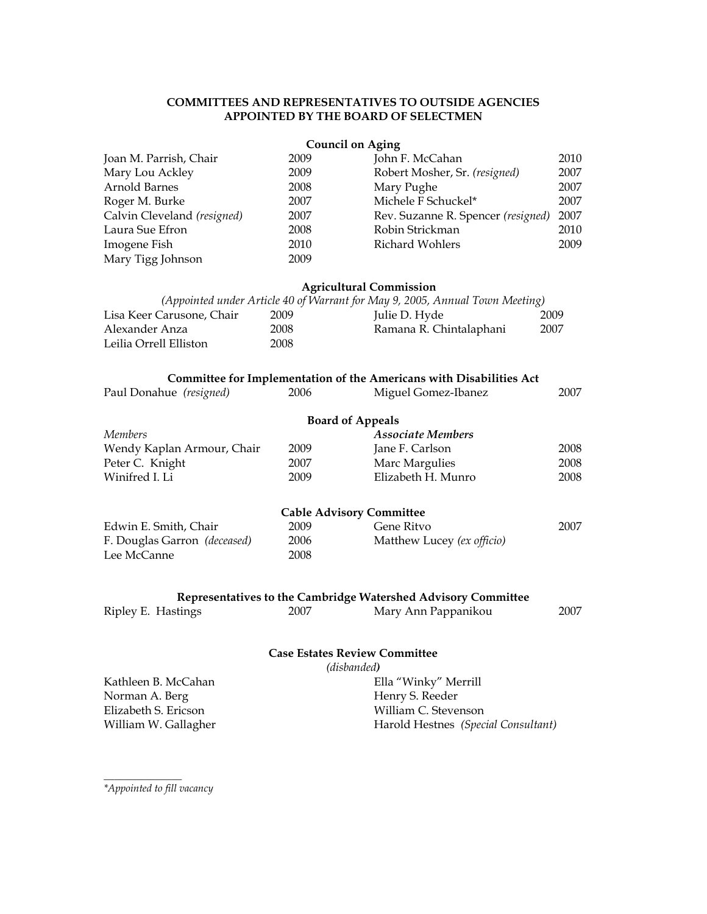## COMMITTEES AND REPRESENTATIVES TO OUTSIDE AGENCIES APPOINTED BY THE BOARD OF SELECTMEN

### Council on Aging

| | | | |
|---|---|---|---|
| Joan M. Parrish, Chair | 2009 | John F. McCahan | 2010 |
| Mary Lou Ackley | 2009 | Robert Mosher, Sr. *(resigned)* | 2007 |
| Arnold Barnes | 2008 | Mary Pughe | 2007 |
| Roger M. Burke | 2007 | Michele F Schuckel* | 2007 |
| Calvin Cleveland *(resigned)* | 2007 | Rev. Suzanne R. Spencer *(resigned)* | 2007 |
| Laura Sue Efron | 2008 | Robin Strickman | 2010 |
| Imogene Fish | 2010 | Richard Wohlers | 2009 |
| Mary Tigg Johnson | 2009 | | |

### Agricultural Commission

*(Appointed under Article 40 of Warrant for May 9, 2005, Annual Town Meeting)*

| | | | |
|---|---|---|---|
| Lisa Keer Carusone, Chair | 2009 | Julie D. Hyde | 2009 |
| Alexander Anza | 2008 | Ramana R. Chintalaphani | 2007 |
| Leilia Orrell Elliston | 2008 | | |

### Committee for Implementation of the Americans with Disabilities Act

| | | | |
|---|---|---|---|
| Paul Donahue *(resigned)* | 2006 | Miguel Gomez-Ibanez | 2007 |

### Board of Appeals

| *Members* | | ***Associate Members*** | |
|---|---|---|---|
| Wendy Kaplan Armour, Chair | 2009 | Jane F. Carlson | 2008 |
| Peter C. Knight | 2007 | Marc Margulies | 2008 |
| Winifred I. Li | 2009 | Elizabeth H. Munro | 2008 |

### Cable Advisory Committee

| | | | |
|---|---|---|---|
| Edwin E. Smith, Chair | 2009 | Gene Ritvo | 2007 |
| F. Douglas Garron *(deceased)* | 2006 | Matthew Lucey *(ex officio)* | |
| Lee McCanne | 2008 | | |

### Representatives to the Cambridge Watershed Advisory Committee

| | | | |
|---|---|---|---|
| Ripley E. Hastings | 2007 | Mary Ann Pappanikou | 2007 |

### Case Estates Review Committee

*(disbanded)*

| | |
|---|---|
| Kathleen B. McCahan | Ella "Winky" Merrill |
| Norman A. Berg | Henry S. Reeder |
| Elizabeth S. Ericson | William C. Stevenson |
| William W. Gallagher | Harold Hestnes *(Special Consultant)* |

---

**Appointed to fill vacancy*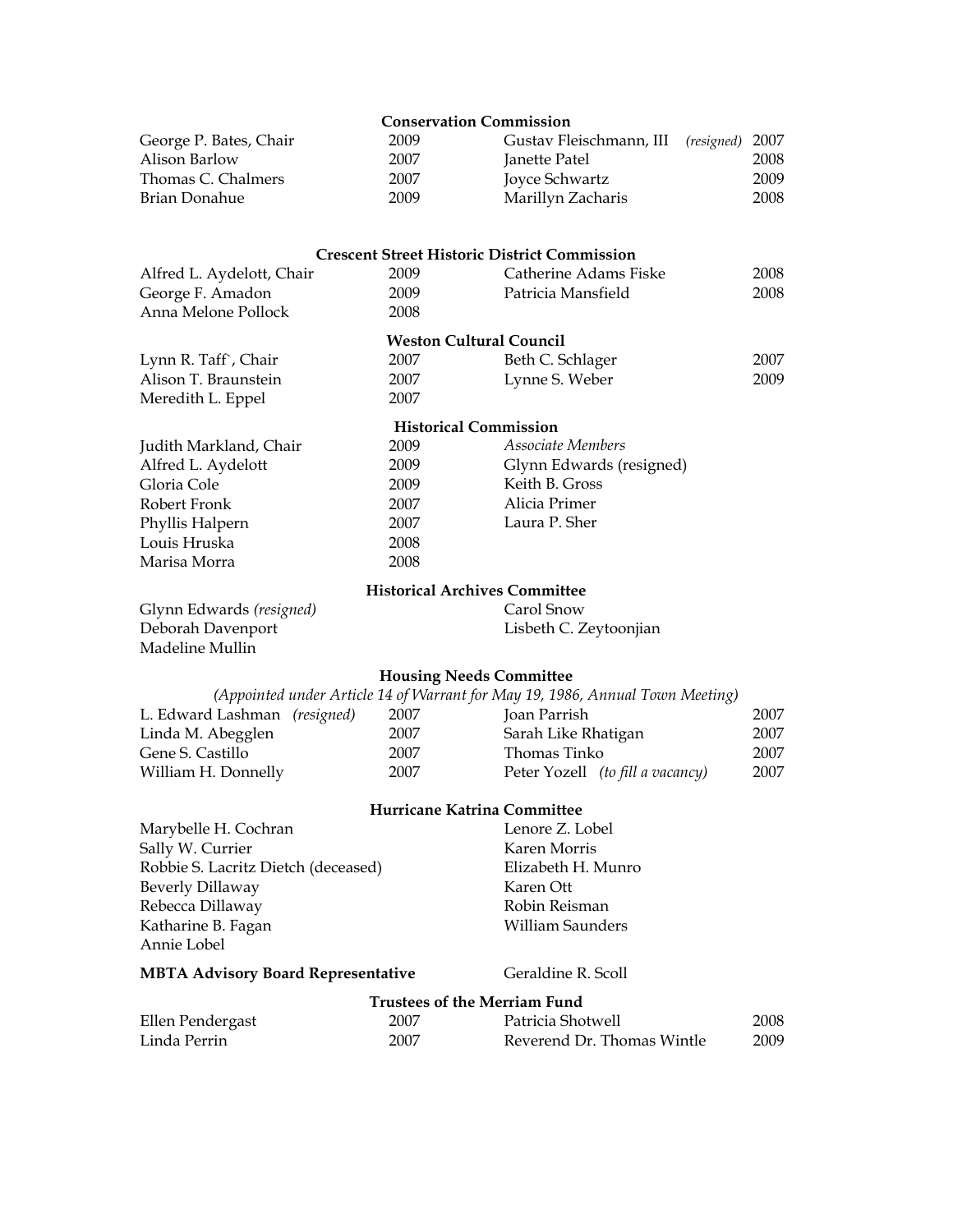### Conservation Commission

| | | | |
|---|---|---|---|
| George P. Bates, Chair | 2009 | Gustav Fleischmann, III *(resigned)* | 2007 |
| Alison Barlow | 2007 | Janette Patel | 2008 |
| Thomas C. Chalmers | 2007 | Joyce Schwartz | 2009 |
| Brian Donahue | 2009 | Marillyn Zacharis | 2008 |

### Crescent Street Historic District Commission

| | | | |
|---|---|---|---|
| Alfred L. Aydelott, Chair | 2009 | Catherine Adams Fiske | 2008 |
| George F. Amadon | 2009 | Patricia Mansfield | 2008 |
| Anna Melone Pollock | 2008 | | |

### Weston Cultural Council

| | | | |
|---|---|---|---|
| Lynn R. Taff`, Chair | 2007 | Beth C. Schlager | 2007 |
| Alison T. Braunstein | 2007 | Lynne S. Weber | 2009 |
| Meredith L. Eppel | 2007 | | |

### Historical Commission

| | | |
|---|---|---|
| Judith Markland, Chair | 2009 | *Associate Members* |
| Alfred L. Aydelott | 2009 | Glynn Edwards (resigned) |
| Gloria Cole | 2009 | Keith B. Gross |
| Robert Fronk | 2007 | Alicia Primer |
| Phyllis Halpern | 2007 | Laura P. Sher |
| Louis Hruska | 2008 | |
| Marisa Morra | 2008 | |

### Historical Archives Committee

| | |
|---|---|
| Glynn Edwards *(resigned)* | Carol Snow |
| Deborah Davenport | Lisbeth C. Zeytoonjian |
| Madeline Mullin | |

### Housing Needs Committee

*(Appointed under Article 14 of Warrant for May 19, 1986, Annual Town Meeting)*

| | | | |
|---|---|---|---|
| L. Edward Lashman *(resigned)* | 2007 | Joan Parrish | 2007 |
| Linda M. Abegglen | 2007 | Sarah Like Rhatigan | 2007 |
| Gene S. Castillo | 2007 | Thomas Tinko | 2007 |
| William H. Donnelly | 2007 | Peter Yozell *(to fill a vacancy)* | 2007 |

### Hurricane Katrina Committee

| | |
|---|---|
| Marybelle H. Cochran | Lenore Z. Lobel |
| Sally W. Currier | Karen Morris |
| Robbie S. Lacritz Dietch (deceased) | Elizabeth H. Munro |
| Beverly Dillaway | Karen Ott |
| Rebecca Dillaway | Robin Reisman |
| Katharine B. Fagan | William Saunders |
| Annie Lobel | |

**MBTA Advisory Board Representative** — Geraldine R. Scoll

### Trustees of the Merriam Fund

| | | | |
|---|---|---|---|
| Ellen Pendergast | 2007 | Patricia Shotwell | 2008 |
| Linda Perrin | 2007 | Reverend Dr. Thomas Wintle | 2009 |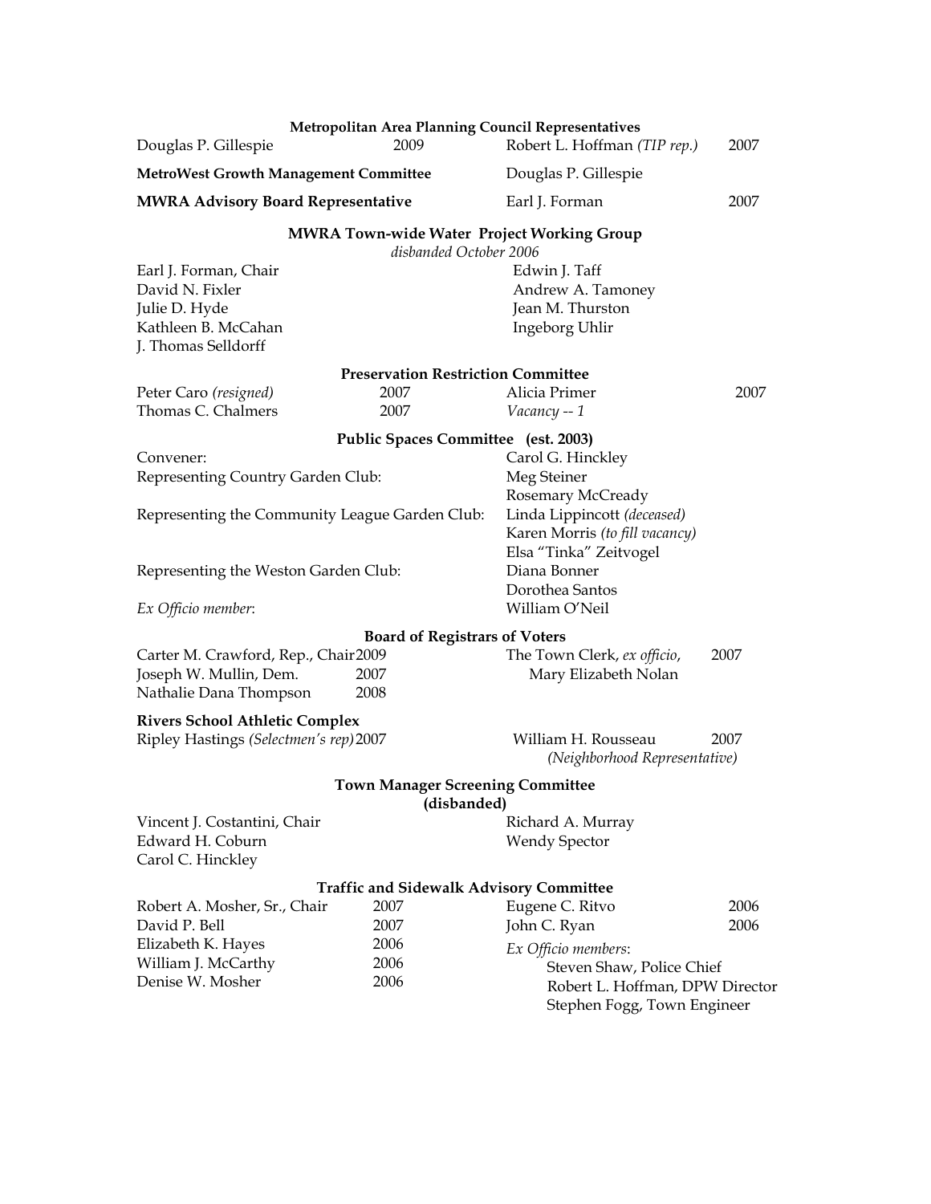### Metropolitan Area Planning Council Representatives

| | | | |
|---|---|---|---|
| Douglas P. Gillespie | 2009 | Robert L. Hoffman *(TIP rep.)* | 2007 |

**MetroWest Growth Management Committee** — Douglas P. Gillespie

**MWRA Advisory Board Representative** — Earl J. Forman 2007

### MWRA Town-wide Water Project Working Group

*disbanded October 2006*

| | |
|---|---|
| Earl J. Forman, Chair | Edwin J. Taff |
| David N. Fixler | Andrew A. Tamoney |
| Julie D. Hyde | Jean M. Thurston |
| Kathleen B. McCahan | Ingeborg Uhlir |
| J. Thomas Selldorff | |

### Preservation Restriction Committee

| | | | |
|---|---|---|---|
| Peter Caro *(resigned)* | 2007 | Alicia Primer | 2007 |
| Thomas C. Chalmers | 2007 | *Vacancy -- 1* | |

### Public Spaces Committee (est. 2003)

| | |
|---|---|
| Convener: | Carol G. Hinckley |
| Representing Country Garden Club: | Meg Steiner |
| | Rosemary McCready |
| Representing the Community League Garden Club: | Linda Lippincott *(deceased)* |
| | Karen Morris *(to fill vacancy)* |
| | Elsa "Tinka" Zeitvogel |
| Representing the Weston Garden Club: | Diana Bonner |
| | Dorothea Santos |
| *Ex Officio member*: | William O'Neil |

### Board of Registrars of Voters

| | | | |
|---|---|---|---|
| Carter M. Crawford, Rep., Chair | 2009 | The Town Clerk, *ex officio*, Mary Elizabeth Nolan | 2007 |
| Joseph W. Mullin, Dem. | 2007 | | |
| Nathalie Dana Thompson | 2008 | | |

### Rivers School Athletic Complex

| | | | |
|---|---|---|---|
| Ripley Hastings *(Selectmen's rep)* | 2007 | William H. Rousseau *(Neighborhood Representative)* | 2007 |

### Town Manager Screening Committee (disbanded)

| | |
|---|---|
| Vincent J. Costantini, Chair | Richard A. Murray |
| Edward H. Coburn | Wendy Spector |
| Carol C. Hinckley | |

### Traffic and Sidewalk Advisory Committee

| | | | |
|---|---|---|---|
| Robert A. Mosher, Sr., Chair | 2007 | Eugene C. Ritvo | 2006 |
| David P. Bell | 2007 | John C. Ryan | 2006 |
| Elizabeth K. Hayes | 2006 | *Ex Officio members*: | |
| William J. McCarthy | 2006 | Steven Shaw, Police Chief | |
| Denise W. Mosher | 2006 | Robert L. Hoffman, DPW Director | |
| | | Stephen Fogg, Town Engineer | |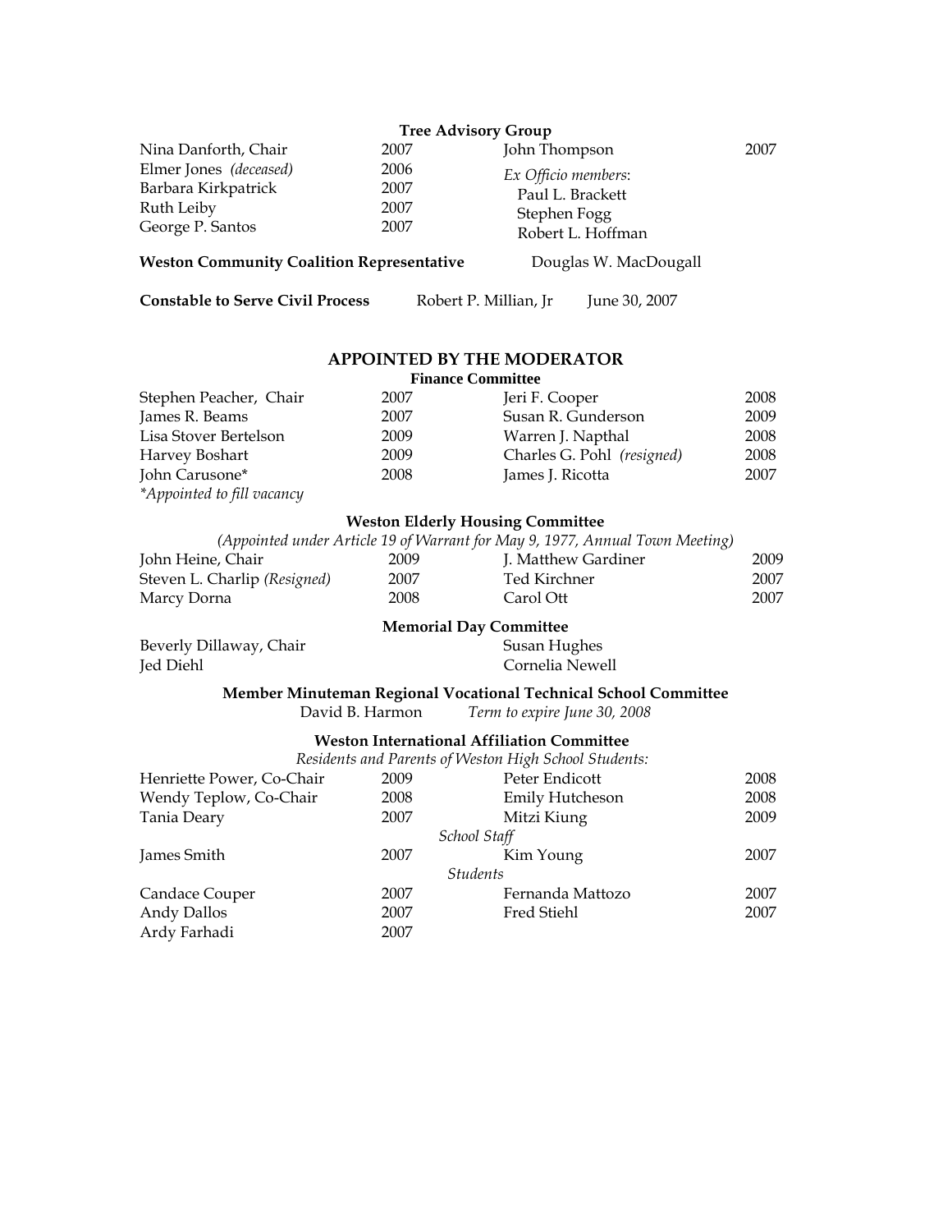### Tree Advisory Group

| | | | |
|---|---|---|---|
| Nina Danforth, Chair | 2007 | John Thompson | 2007 |
| Elmer Jones *(deceased)* | 2006 | *Ex Officio members*: | |
| Barbara Kirkpatrick | 2007 | Paul L. Brackett | |
| Ruth Leiby | 2007 | Stephen Fogg | |
| George P. Santos | 2007 | Robert L. Hoffman | |

**Weston Community Coalition Representative** Douglas W. MacDougall

**Constable to Serve Civil Process** Robert P. Millian, Jr June 30, 2007

## APPOINTED BY THE MODERATOR

### Finance Committee

| | | | |
|---|---|---|---|
| Stephen Peacher, Chair | 2007 | Jeri F. Cooper | 2008 |
| James R. Beams | 2007 | Susan R. Gunderson | 2009 |
| Lisa Stover Bertelson | 2009 | Warren J. Napthal | 2008 |
| Harvey Boshart | 2009 | Charles G. Pohl *(resigned)* | 2008 |
| John Carusone* | 2008 | James J. Ricotta | 2007 |

*\*Appointed to fill vacancy*

### Weston Elderly Housing Committee

*(Appointed under Article 19 of Warrant for May 9, 1977, Annual Town Meeting)*

| | | | |
|---|---|---|---|
| John Heine, Chair | 2009 | J. Matthew Gardiner | 2009 |
| Steven L. Charlip *(Resigned)* | 2007 | Ted Kirchner | 2007 |
| Marcy Dorna | 2008 | Carol Ott | 2007 |

### Memorial Day Committee

| | |
|---|---|
| Beverly Dillaway, Chair | Susan Hughes |
| Jed Diehl | Cornelia Newell |

### Member Minuteman Regional Vocational Technical School Committee

David B. Harmon *Term to expire June 30, 2008*

### Weston International Affiliation Committee

*Residents and Parents of Weston High School Students:*

| | | | |
|---|---|---|---|
| Henriette Power, Co-Chair | 2009 | Peter Endicott | 2008 |
| Wendy Teplow, Co-Chair | 2008 | Emily Hutcheson | 2008 |
| Tania Deary | 2007 | Mitzi Kiung | 2009 |

*School Staff*

| | | | |
|---|---|---|---|
| James Smith | 2007 | Kim Young | 2007 |

*Students*

| | | | |
|---|---|---|---|
| Candace Couper | 2007 | Fernanda Mattozo | 2007 |
| Andy Dallos | 2007 | Fred Stiehl | 2007 |
| Ardy Farhadi | 2007 | | |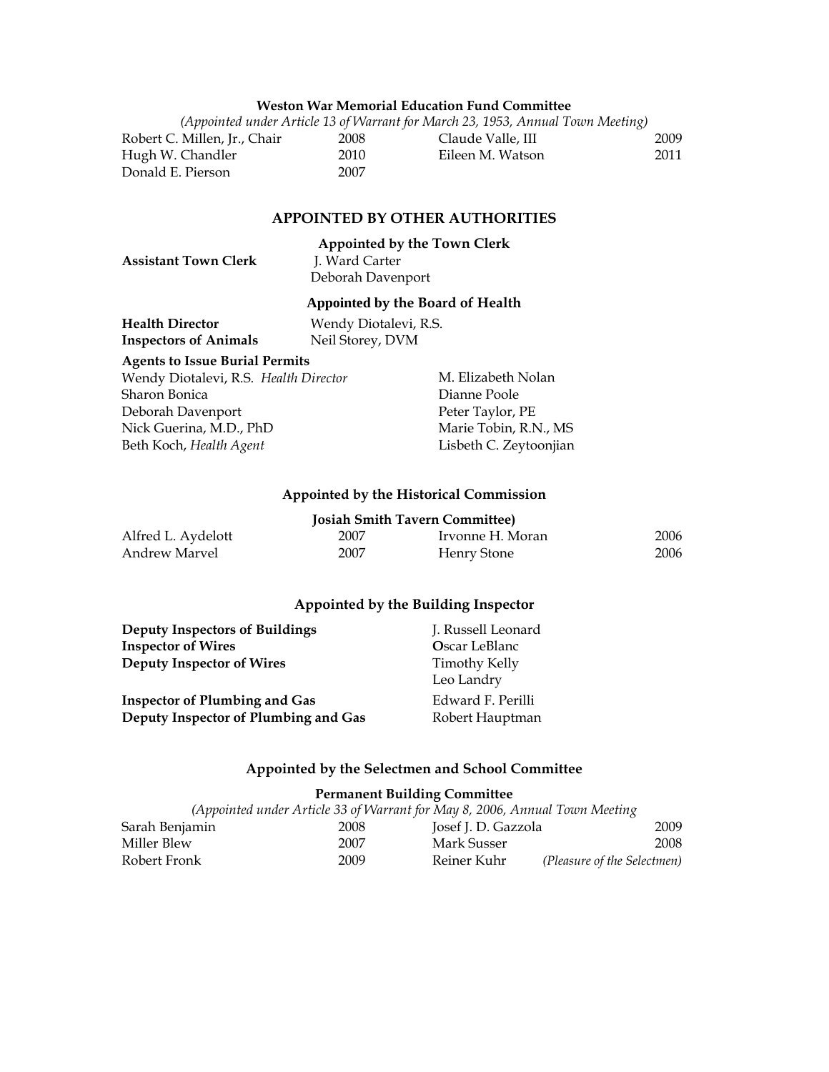### Weston War Memorial Education Fund Committee

*(Appointed under Article 13 of Warrant for March 23, 1953, Annual Town Meeting)*

| | | | |
|---|---|---|---|
| Robert C. Millen, Jr., Chair | 2008 | Claude Valle, III | 2009 |
| Hugh W. Chandler | 2010 | Eileen M. Watson | 2011 |
| Donald E. Pierson | 2007 | | |

## APPOINTED BY OTHER AUTHORITIES

### Appointed by the Town Clerk

**Assistant Town Clerk** J. Ward Carter
Deborah Davenport

### Appointed by the Board of Health

**Health Director** Wendy Diotalevi, R.S.
**Inspectors of Animals** Neil Storey, DVM

**Agents to Issue Burial Permits**

Wendy Diotalevi, R.S. *Health Director*
Sharon Bonica
Deborah Davenport
Nick Guerina, M.D., PhD
Beth Koch, *Health Agent*
M. Elizabeth Nolan
Dianne Poole
Peter Taylor, PE
Marie Tobin, R.N., MS
Lisbeth C. Zeytoonjian

### Appointed by the Historical Commission

**Josiah Smith Tavern Committee)**

| | | | |
|---|---|---|---|
| Alfred L. Aydelott | 2007 | Irvonne H. Moran | 2006 |
| Andrew Marvel | 2007 | Henry Stone | 2006 |

### Appointed by the Building Inspector

| | |
|---|---|
| **Deputy Inspectors of Buildings** | J. Russell Leonard |
| **Inspector of Wires** | Oscar LeBlanc |
| **Deputy Inspector of Wires** | Timothy Kelly |
| | Leo Landry |
| **Inspector of Plumbing and Gas** | Edward F. Perilli |
| **Deputy Inspector of Plumbing and Gas** | Robert Hauptman |

### Appointed by the Selectmen and School Committee

**Permanent Building Committee**

*(Appointed under Article 33 of Warrant for May 8, 2006, Annual Town Meeting*

| | | | |
|---|---|---|---|
| Sarah Benjamin | 2008 | Josef J. D. Gazzola | 2009 |
| Miller Blew | 2007 | Mark Susser | 2008 |
| Robert Fronk | 2009 | Reiner Kuhr | *(Pleasure of the Selectmen)* |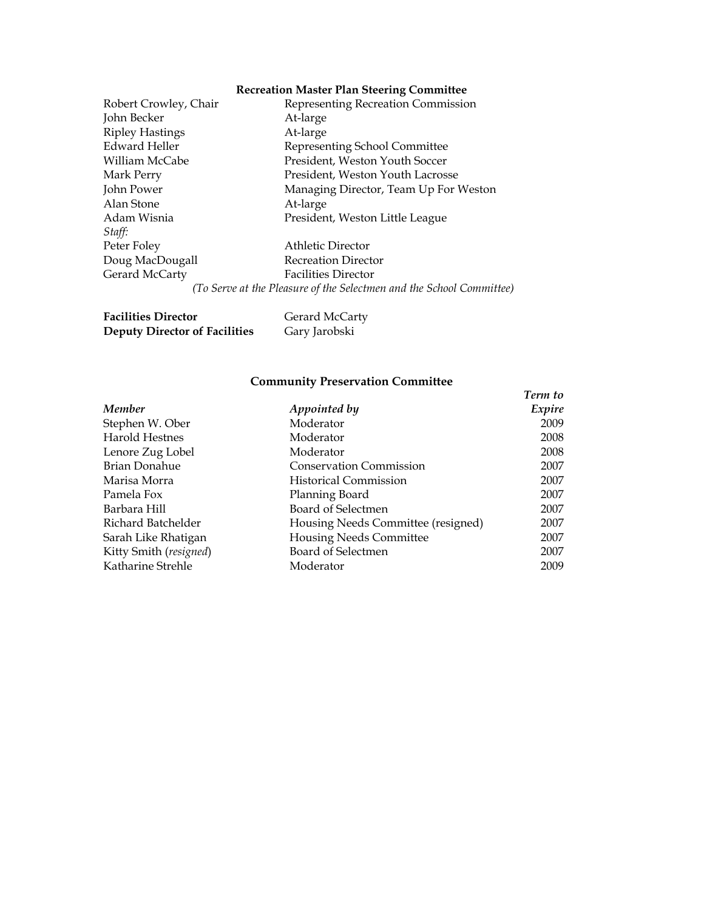### Recreation Master Plan Steering Committee

| | |
|---|---|
| Robert Crowley, Chair | Representing Recreation Commission |
| John Becker | At-large |
| Ripley Hastings | At-large |
| Edward Heller | Representing School Committee |
| William McCabe | President, Weston Youth Soccer |
| Mark Perry | President, Weston Youth Lacrosse |
| John Power | Managing Director, Team Up For Weston |
| Alan Stone | At-large |
| Adam Wisnia | President, Weston Little League |
| *Staff:* | |
| Peter Foley | Athletic Director |
| Doug MacDougall | Recreation Director |
| Gerard McCarty | Facilities Director |

*(To Serve at the Pleasure of the Selectmen and the School Committee)*

| | |
|---|---|
| **Facilities Director** | Gerard McCarty |
| **Deputy Director of Facilities** | Gary Jarobski |

### Community Preservation Committee

| *Member* | *Appointed by* | *Term to Expire* |
|---|---|---|
| Stephen W. Ober | Moderator | 2009 |
| Harold Hestnes | Moderator | 2008 |
| Lenore Zug Lobel | Moderator | 2008 |
| Brian Donahue | Conservation Commission | 2007 |
| Marisa Morra | Historical Commission | 2007 |
| Pamela Fox | Planning Board | 2007 |
| Barbara Hill | Board of Selectmen | 2007 |
| Richard Batchelder | Housing Needs Committee (resigned) | 2007 |
| Sarah Like Rhatigan | Housing Needs Committee | 2007 |
| Kitty Smith (*resigned*) | Board of Selectmen | 2007 |
| Katharine Strehle | Moderator | 2009 |